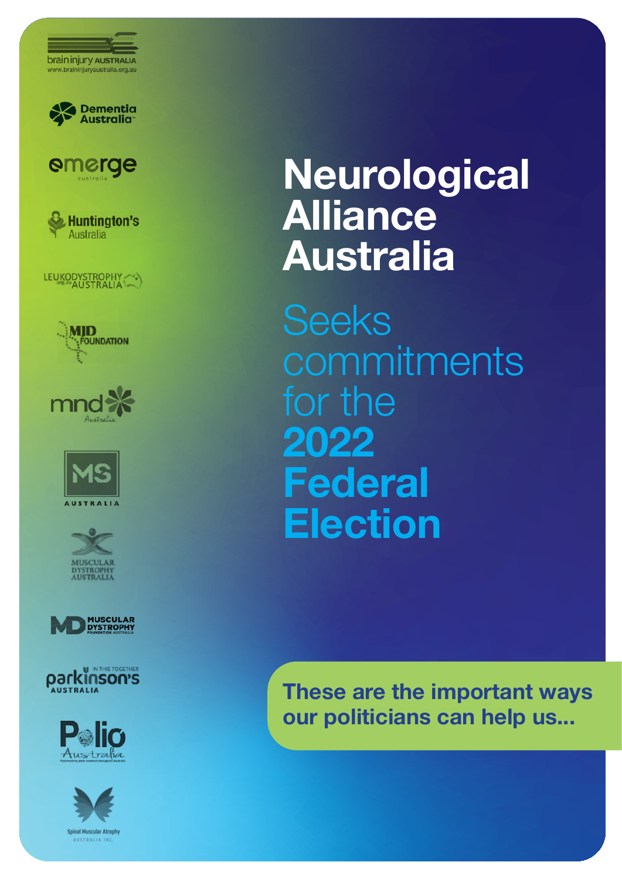brain injury AUSTRALIA
www.braininjuryaustralia.org.au

Dementia Australia

emerge australia

Huntington's Australia

LEUKODYSTROPHY AUSTRALIA .org.au

MJD FOUNDATION

mnd Australia

MS AUSTRALIA

MUSCULAR DYSTROPHY AUSTRALIA

MD MUSCULAR DYSTROPHY FOUNDATION AUSTRALIA

IN THIS TOGETHER parkinson's AUSTRALIA

Polio Australia

Spinal Muscular Atrophy AUSTRALIA INC.

# Neurological Alliance Australia

## Seeks commitments for the **2022 Federal Election**

**These are the important ways our politicians can help us...**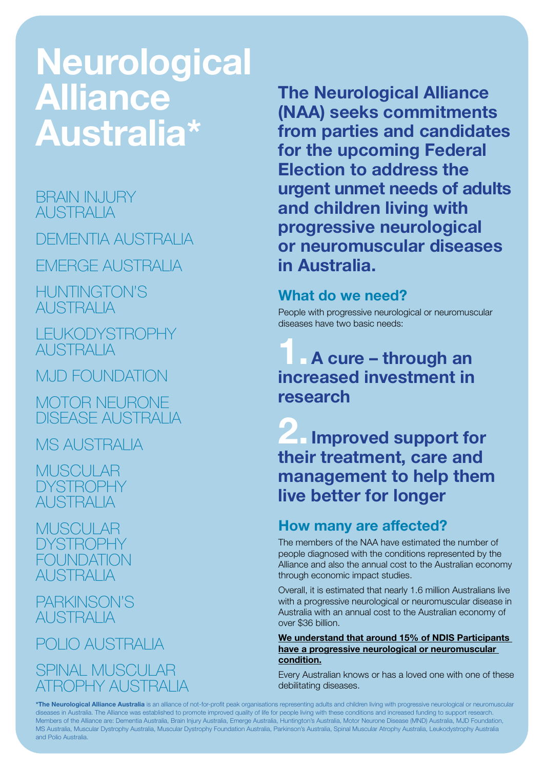# Neurological Alliance Australia*

BRAIN INJURY AUSTRALIA

DEMENTIA AUSTRALIA

EMERGE AUSTRALIA

HUNTINGTON'S AUSTRALIA

LEUKODYSTROPHY AUSTRALIA

MJD FOUNDATION

MOTOR NEURONE DISEASE AUSTRALIA

MS AUSTRALIA

MUSCULAR DYSTROPHY AUSTRALIA

MUSCULAR DYSTROPHY FOUNDATION AUSTRALIA

PARKINSON'S AUSTRALIA

POLIO AUSTRALIA

SPINAL MUSCULAR ATROPHY AUSTRALIA

**The Neurological Alliance (NAA) seeks commitments from parties and candidates for the upcoming Federal Election to address the urgent unmet needs of adults and children living with progressive neurological or neuromuscular diseases in Australia.**

## What do we need?

People with progressive neurological or neuromuscular diseases have two basic needs:

**1. A cure – through an increased investment in research**

**2. Improved support for their treatment, care and management to help them live better for longer**

## How many are affected?

The members of the NAA have estimated the number of people diagnosed with the conditions represented by the Alliance and also the annual cost to the Australian economy through economic impact studies.

Overall, it is estimated that nearly 1.6 million Australians live with a progressive neurological or neuromuscular disease in Australia with an annual cost to the Australian economy of over $36 billion.

**We understand that around 15% of NDIS Participants have a progressive neurological or neuromuscular condition.**

Every Australian knows or has a loved one with one of these debilitating diseases.

***The Neurological Alliance Australia** is an alliance of not-for-profit peak organisations representing adults and children living with progressive neurological or neuromuscular diseases in Australia. The Alliance was established to promote improved quality of life for people living with these conditions and increased funding to support research. Members of the Alliance are: Dementia Australia, Brain Injury Australia, Emerge Australia, Huntington's Australia, Motor Neurone Disease (MND) Australia, MJD Foundation, MS Australia, Muscular Dystrophy Australia, Muscular Dystrophy Foundation Australia, Parkinson's Australia, Spinal Muscular Atrophy Australia, Leukodystrophy Australia and Polio Australia.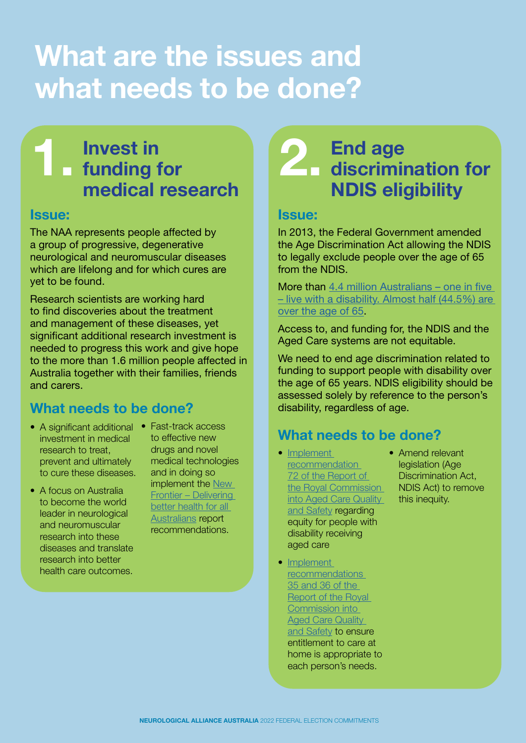# What are the issues and what needs to be done?

## 1. Invest in funding for medical research

### Issue:

The NAA represents people affected by a group of progressive, degenerative neurological and neuromuscular diseases which are lifelong and for which cures are yet to be found.

Research scientists are working hard to find discoveries about the treatment and management of these diseases, yet significant additional research investment is needed to progress this work and give hope to the more than 1.6 million people affected in Australia together with their families, friends and carers.

### What needs to be done?

- A significant additional investment in medical research to treat, prevent and ultimately to cure these diseases.
- A focus on Australia to become the world leader in neurological and neuromuscular research into these diseases and translate research into better health care outcomes.
- Fast-track access to effective new drugs and novel medical technologies and in doing so implement the New Frontier – Delivering better health for all Australians report recommendations.

## 2. End age discrimination for NDIS eligibility

### Issue:

In 2013, the Federal Government amended the Age Discrimination Act allowing the NDIS to legally exclude people over the age of 65 from the NDIS.

More than 4.4 million Australians – one in five – live with a disability. Almost half (44.5%) are over the age of 65.

Access to, and funding for, the NDIS and the Aged Care systems are not equitable.

We need to end age discrimination related to funding to support people with disability over the age of 65 years. NDIS eligibility should be assessed solely by reference to the person's disability, regardless of age.

### What needs to be done?

- Implement recommendation 72 of the Report of the Royal Commission into Aged Care Quality and Safety regarding equity for people with disability receiving aged care
- Implement recommendations 35 and 36 of the Report of the Royal Commission into Aged Care Quality and Safety to ensure entitlement to care at home is appropriate to each person's needs.
- Amend relevant legislation (Age Discrimination Act, NDIS Act) to remove this inequity.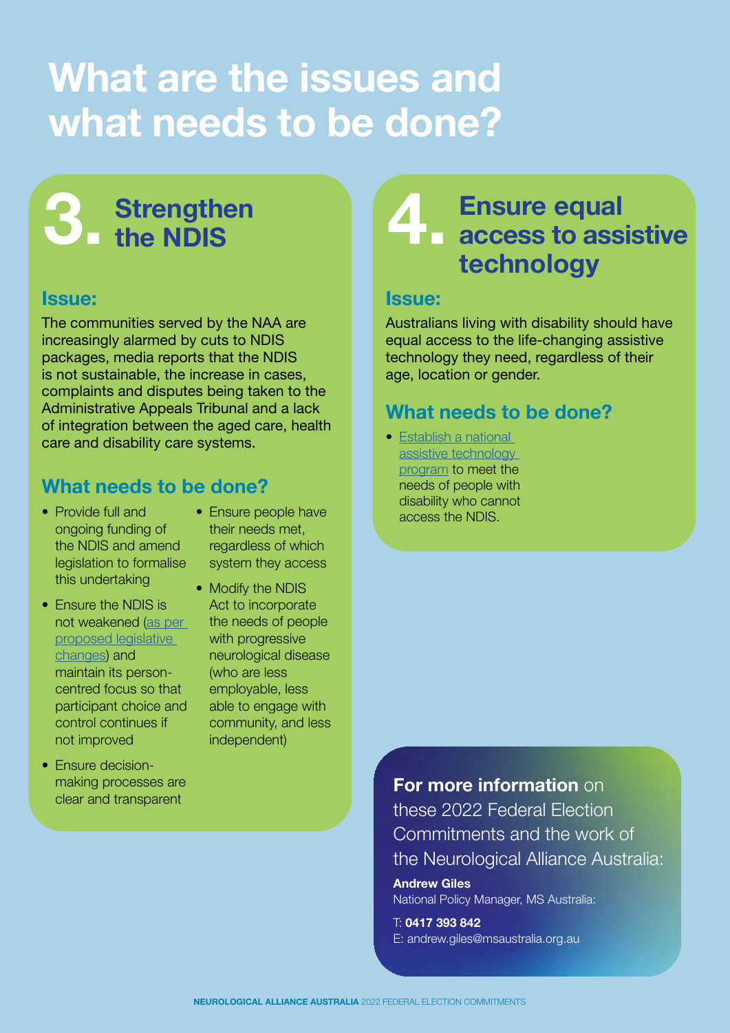# What are the issues and what needs to be done?

## 3. Strengthen the NDIS

### Issue:

The communities served by the NAA are increasingly alarmed by cuts to NDIS packages, media reports that the NDIS is not sustainable, the increase in cases, complaints and disputes being taken to the Administrative Appeals Tribunal and a lack of integration between the aged care, health care and disability care systems.

### What needs to be done?

- Provide full and ongoing funding of the NDIS and amend legislation to formalise this undertaking
- Ensure the NDIS is not weakened (as per proposed legislative changes) and maintain its person-centred focus so that participant choice and control continues if not improved
- Ensure decision-making processes are clear and transparent
- Ensure people have their needs met, regardless of which system they access
- Modify the NDIS Act to incorporate the needs of people with progressive neurological disease (who are less employable, less able to engage with community, and less independent)

## 4. Ensure equal access to assistive technology

### Issue:

Australians living with disability should have equal access to the life-changing assistive technology they need, regardless of their age, location or gender.

### What needs to be done?

- Establish a national assistive technology program to meet the needs of people with disability who cannot access the NDIS.

**For more information** on these 2022 Federal Election Commitments and the work of the Neurological Alliance Australia:

**Andrew Giles**
National Policy Manager, MS Australia:

T: **0417 393 842**
E: andrew.giles@msaustralia.org.au